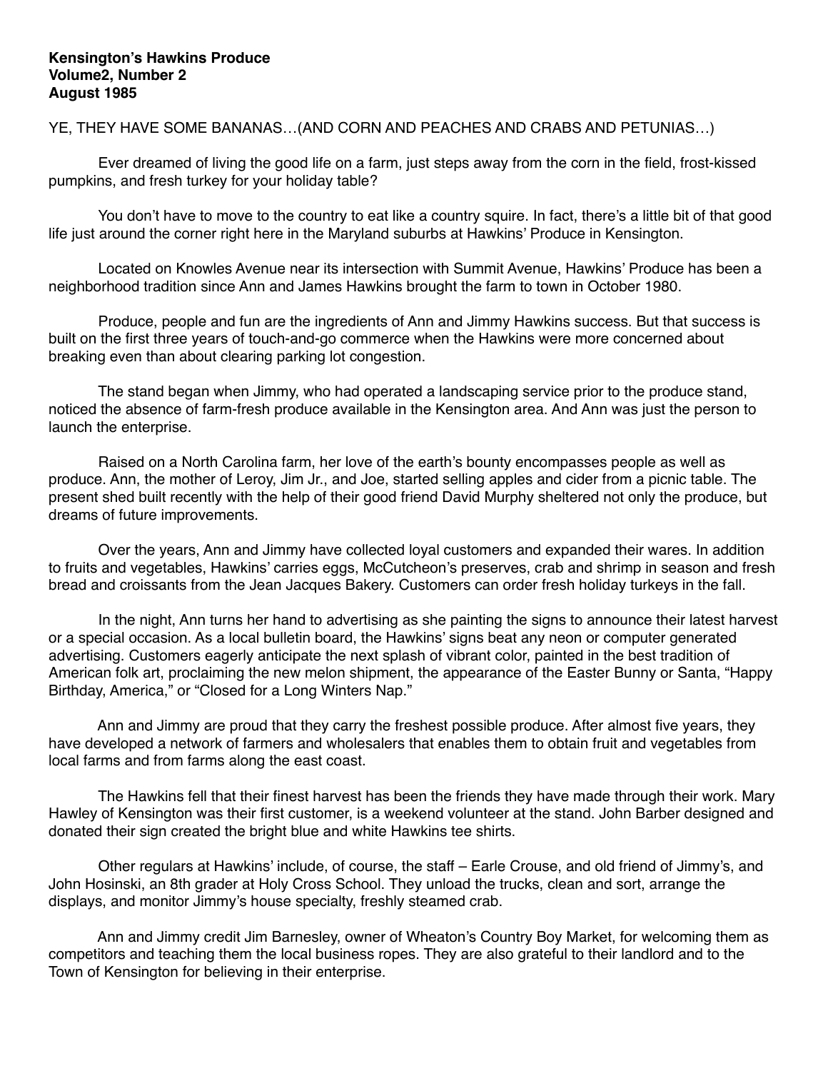**Kensington's Hawkins Produce**
**Volume2, Number 2**
**August 1985**

YE, THEY HAVE SOME BANANAS…(AND CORN AND PEACHES AND CRABS AND PETUNIAS…)

Ever dreamed of living the good life on a farm, just steps away from the corn in the field, frost-kissed pumpkins, and fresh turkey for your holiday table?

You don't have to move to the country to eat like a country squire. In fact, there's a little bit of that good life just around the corner right here in the Maryland suburbs at Hawkins' Produce in Kensington.

Located on Knowles Avenue near its intersection with Summit Avenue, Hawkins' Produce has been a neighborhood tradition since Ann and James Hawkins brought the farm to town in October 1980.

Produce, people and fun are the ingredients of Ann and Jimmy Hawkins success. But that success is built on the first three years of touch-and-go commerce when the Hawkins were more concerned about breaking even than about clearing parking lot congestion.

The stand began when Jimmy, who had operated a landscaping service prior to the produce stand, noticed the absence of farm-fresh produce available in the Kensington area. And Ann was just the person to launch the enterprise.

Raised on a North Carolina farm, her love of the earth's bounty encompasses people as well as produce. Ann, the mother of Leroy, Jim Jr., and Joe, started selling apples and cider from a picnic table. The present shed built recently with the help of their good friend David Murphy sheltered not only the produce, but dreams of future improvements.

Over the years, Ann and Jimmy have collected loyal customers and expanded their wares. In addition to fruits and vegetables, Hawkins' carries eggs, McCutcheon's preserves, crab and shrimp in season and fresh bread and croissants from the Jean Jacques Bakery. Customers can order fresh holiday turkeys in the fall.

In the night, Ann turns her hand to advertising as she painting the signs to announce their latest harvest or a special occasion. As a local bulletin board, the Hawkins' signs beat any neon or computer generated advertising. Customers eagerly anticipate the next splash of vibrant color, painted in the best tradition of American folk art, proclaiming the new melon shipment, the appearance of the Easter Bunny or Santa, "Happy Birthday, America," or "Closed for a Long Winters Nap."

Ann and Jimmy are proud that they carry the freshest possible produce. After almost five years, they have developed a network of farmers and wholesalers that enables them to obtain fruit and vegetables from local farms and from farms along the east coast.

The Hawkins fell that their finest harvest has been the friends they have made through their work. Mary Hawley of Kensington was their first customer, is a weekend volunteer at the stand. John Barber designed and donated their sign created the bright blue and white Hawkins tee shirts.

Other regulars at Hawkins' include, of course, the staff – Earle Crouse, and old friend of Jimmy's, and John Hosinski, an 8th grader at Holy Cross School. They unload the trucks, clean and sort, arrange the displays, and monitor Jimmy's house specialty, freshly steamed crab.

Ann and Jimmy credit Jim Barnesley, owner of Wheaton's Country Boy Market, for welcoming them as competitors and teaching them the local business ropes. They are also grateful to their landlord and to the Town of Kensington for believing in their enterprise.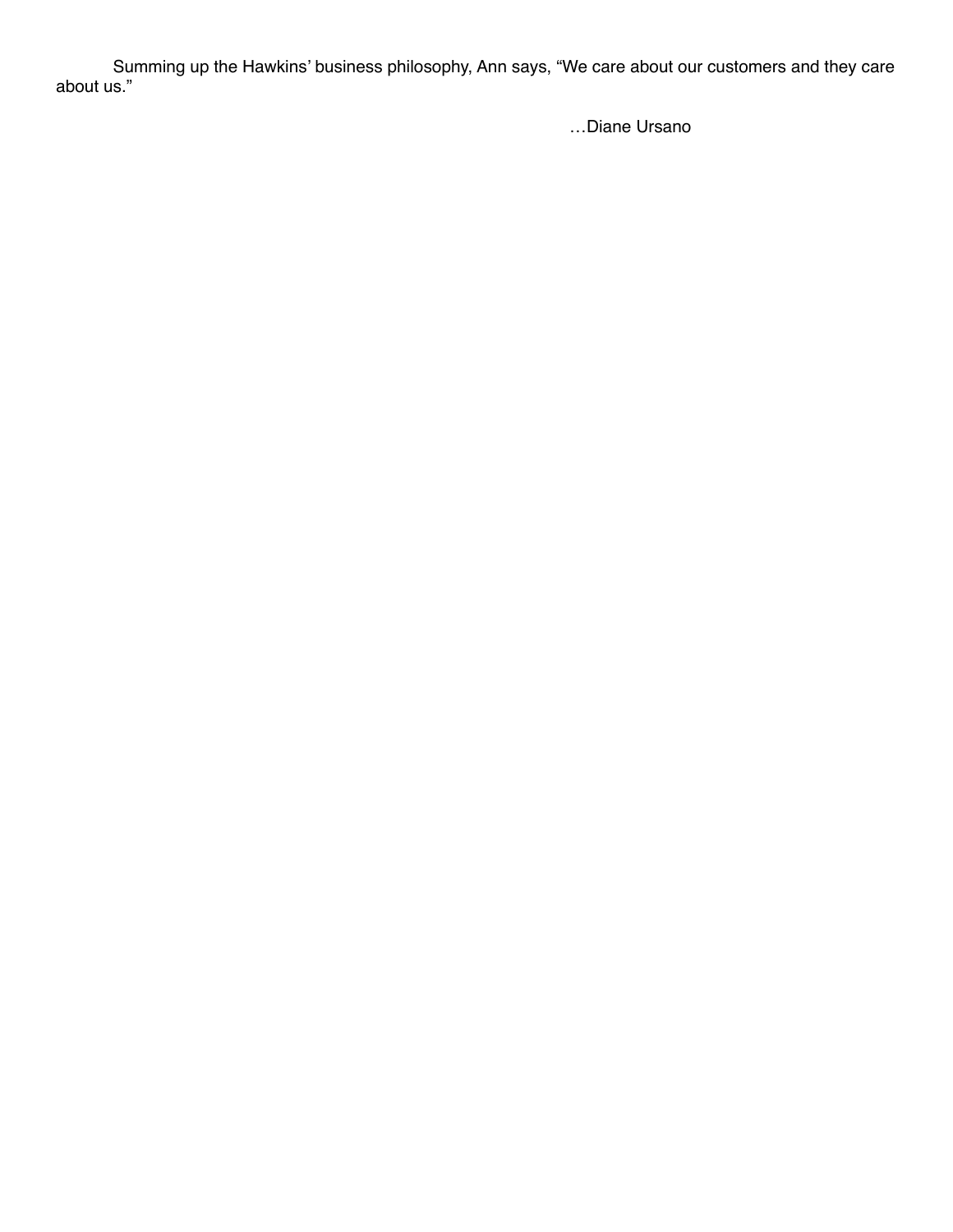Summing up the Hawkins' business philosophy, Ann says, "We care about our customers and they care about us."

…Diane Ursano